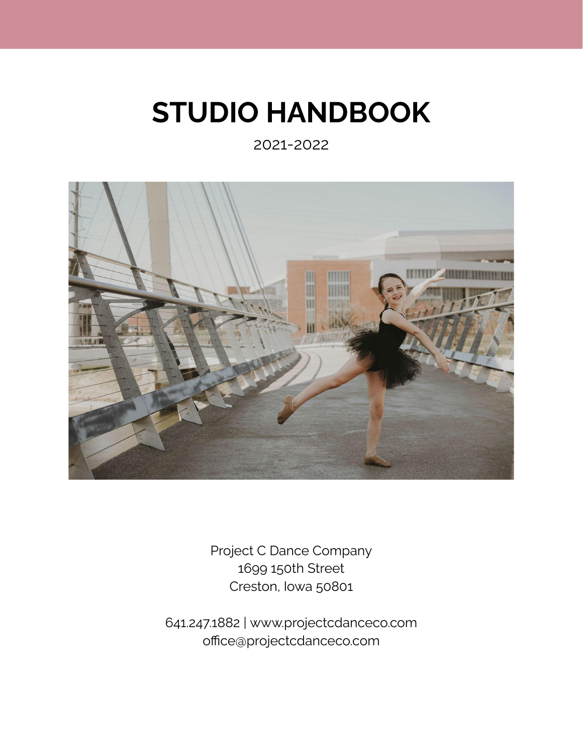# STUDIO HANDBOOK

2021-2022

Project C Dance Company
1699 150th Street
Creston, Iowa 50801

641.247.1882 | www.projectcdanceco.com
office@projectcdanceco.com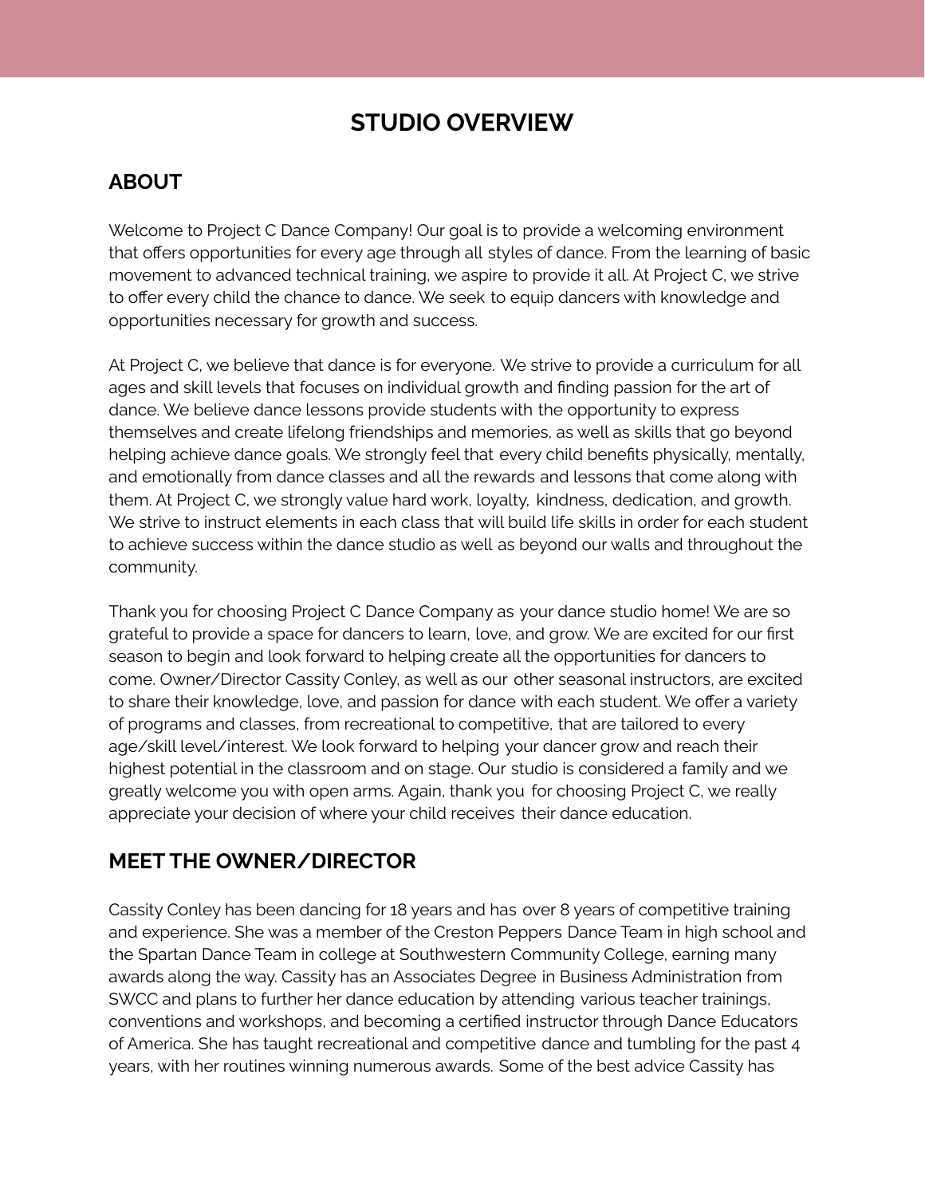# STUDIO OVERVIEW

## ABOUT

Welcome to Project C Dance Company! Our goal is to provide a welcoming environment that offers opportunities for every age through all styles of dance. From the learning of basic movement to advanced technical training, we aspire to provide it all. At Project C, we strive to offer every child the chance to dance. We seek to equip dancers with knowledge and opportunities necessary for growth and success.

At Project C, we believe that dance is for everyone. We strive to provide a curriculum for all ages and skill levels that focuses on individual growth and finding passion for the art of dance. We believe dance lessons provide students with the opportunity to express themselves and create lifelong friendships and memories, as well as skills that go beyond helping achieve dance goals. We strongly feel that every child benefits physically, mentally, and emotionally from dance classes and all the rewards and lessons that come along with them. At Project C, we strongly value hard work, loyalty, kindness, dedication, and growth. We strive to instruct elements in each class that will build life skills in order for each student to achieve success within the dance studio as well as beyond our walls and throughout the community.

Thank you for choosing Project C Dance Company as your dance studio home! We are so grateful to provide a space for dancers to learn, love, and grow. We are excited for our first season to begin and look forward to helping create all the opportunities for dancers to come. Owner/Director Cassity Conley, as well as our other seasonal instructors, are excited to share their knowledge, love, and passion for dance with each student. We offer a variety of programs and classes, from recreational to competitive, that are tailored to every age/skill level/interest. We look forward to helping your dancer grow and reach their highest potential in the classroom and on stage. Our studio is considered a family and we greatly welcome you with open arms. Again, thank you for choosing Project C, we really appreciate your decision of where your child receives their dance education.

## MEET THE OWNER/DIRECTOR

Cassity Conley has been dancing for 18 years and has over 8 years of competitive training and experience. She was a member of the Creston Peppers Dance Team in high school and the Spartan Dance Team in college at Southwestern Community College, earning many awards along the way. Cassity has an Associates Degree in Business Administration from SWCC and plans to further her dance education by attending various teacher trainings, conventions and workshops, and becoming a certified instructor through Dance Educators of America. She has taught recreational and competitive dance and tumbling for the past 4 years, with her routines winning numerous awards. Some of the best advice Cassity has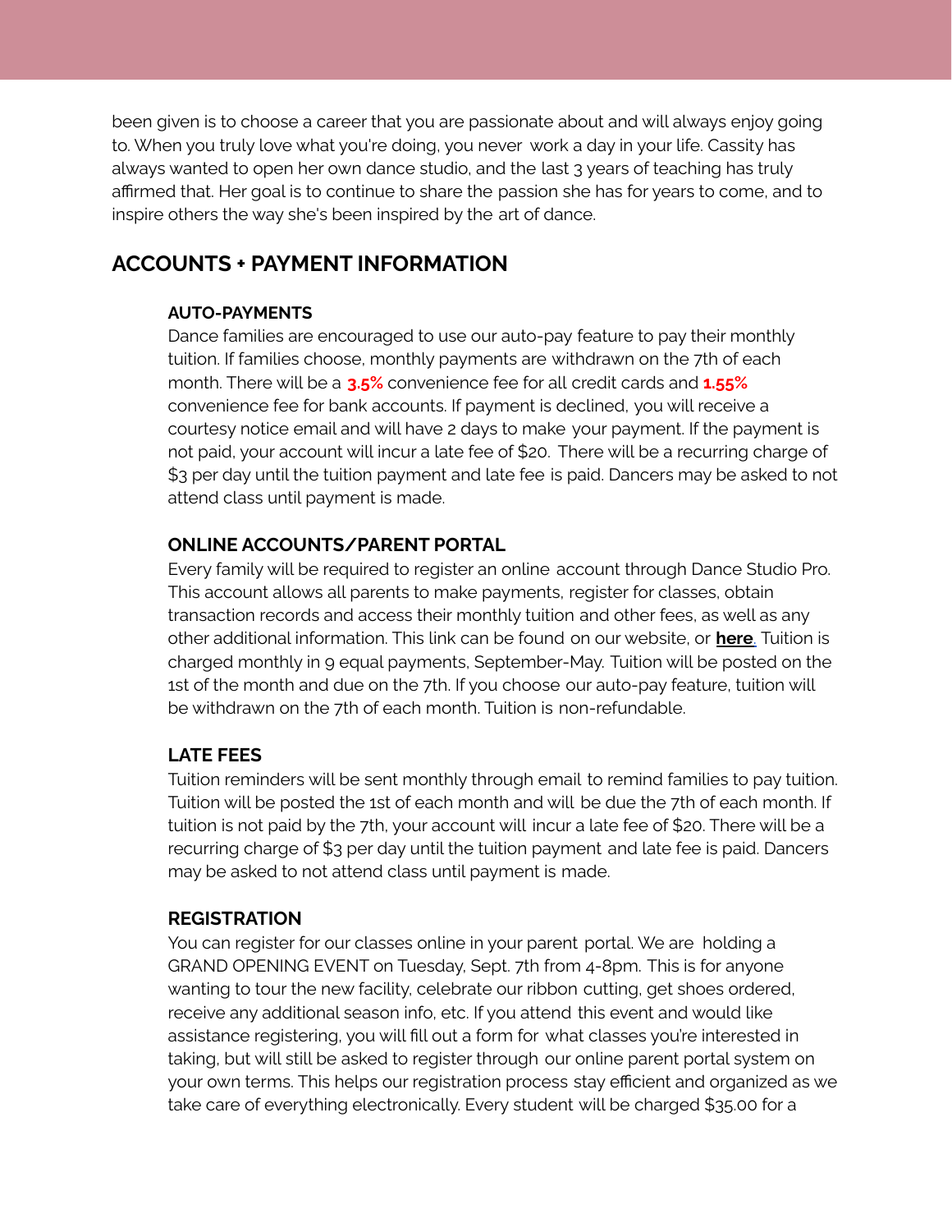been given is to choose a career that you are passionate about and will always enjoy going to. When you truly love what you're doing, you never work a day in your life. Cassity has always wanted to open her own dance studio, and the last 3 years of teaching has truly affirmed that. Her goal is to continue to share the passion she has for years to come, and to inspire others the way she's been inspired by the art of dance.

## ACCOUNTS + PAYMENT INFORMATION

### AUTO-PAYMENTS

Dance families are encouraged to use our auto-pay feature to pay their monthly tuition. If families choose, monthly payments are withdrawn on the 7th of each month. There will be a **3.5%** convenience fee for all credit cards and **1.55%** convenience fee for bank accounts. If payment is declined, you will receive a courtesy notice email and will have 2 days to make your payment. If the payment is not paid, your account will incur a late fee of $20. There will be a recurring charge of $3 per day until the tuition payment and late fee is paid. Dancers may be asked to not attend class until payment is made.

### ONLINE ACCOUNTS/PARENT PORTAL

Every family will be required to register an online account through Dance Studio Pro. This account allows all parents to make payments, register for classes, obtain transaction records and access their monthly tuition and other fees, as well as any other additional information. This link can be found on our website, or **here**. Tuition is charged monthly in 9 equal payments, September-May. Tuition will be posted on the 1st of the month and due on the 7th. If you choose our auto-pay feature, tuition will be withdrawn on the 7th of each month. Tuition is non-refundable.

### LATE FEES

Tuition reminders will be sent monthly through email to remind families to pay tuition. Tuition will be posted the 1st of each month and will be due the 7th of each month. If tuition is not paid by the 7th, your account will incur a late fee of $20. There will be a recurring charge of $3 per day until the tuition payment and late fee is paid. Dancers may be asked to not attend class until payment is made.

### REGISTRATION

You can register for our classes online in your parent portal. We are holding a GRAND OPENING EVENT on Tuesday, Sept. 7th from 4-8pm. This is for anyone wanting to tour the new facility, celebrate our ribbon cutting, get shoes ordered, receive any additional season info, etc. If you attend this event and would like assistance registering, you will fill out a form for what classes you're interested in taking, but will still be asked to register through our online parent portal system on your own terms. This helps our registration process stay efficient and organized as we take care of everything electronically. Every student will be charged $35.00 for a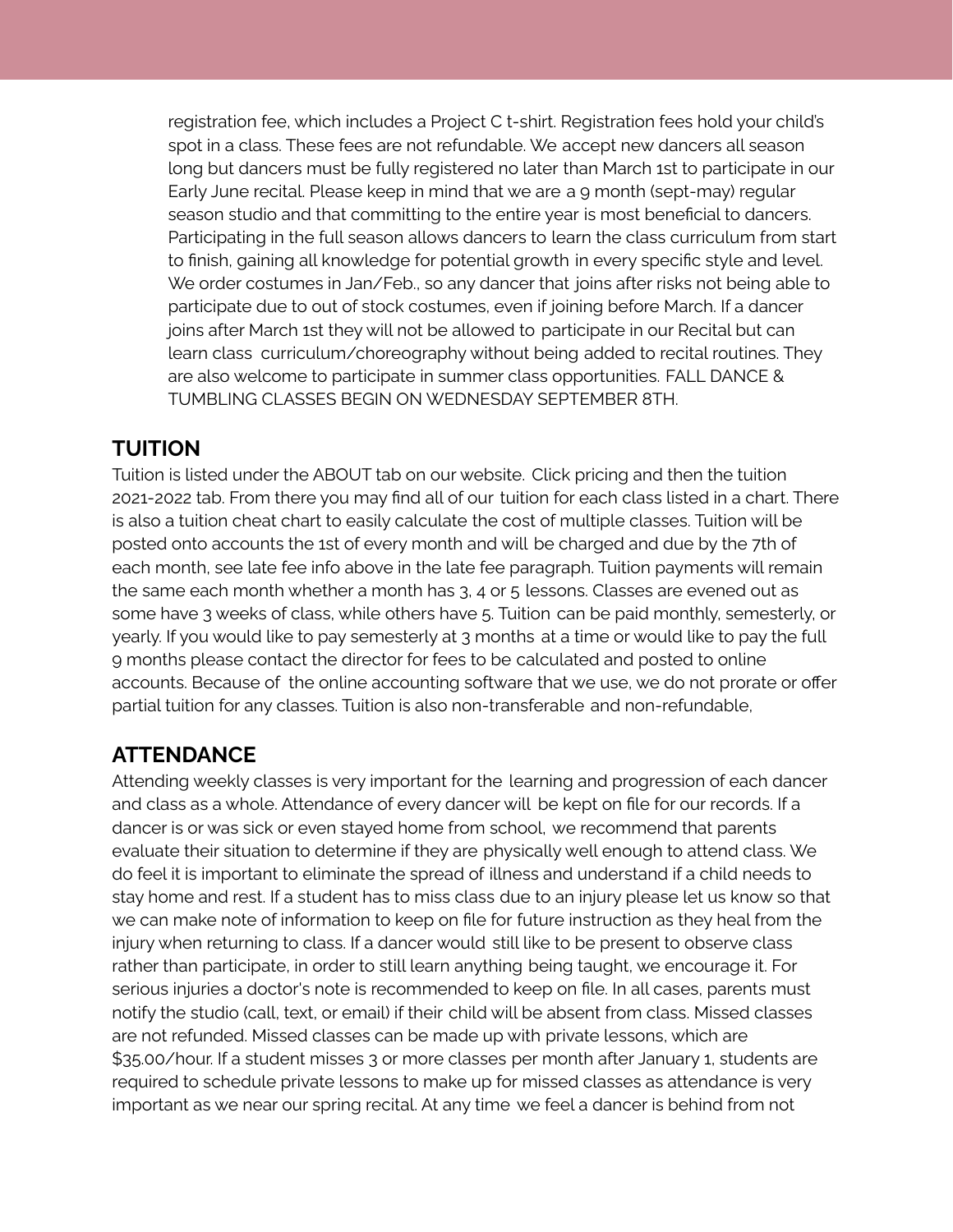registration fee, which includes a Project C t-shirt. Registration fees hold your child's spot in a class. These fees are not refundable. We accept new dancers all season long but dancers must be fully registered no later than March 1st to participate in our Early June recital. Please keep in mind that we are a 9 month (sept-may) regular season studio and that committing to the entire year is most beneficial to dancers. Participating in the full season allows dancers to learn the class curriculum from start to finish, gaining all knowledge for potential growth in every specific style and level. We order costumes in Jan/Feb., so any dancer that joins after risks not being able to participate due to out of stock costumes, even if joining before March. If a dancer joins after March 1st they will not be allowed to participate in our Recital but can learn class curriculum/choreography without being added to recital routines. They are also welcome to participate in summer class opportunities. FALL DANCE & TUMBLING CLASSES BEGIN ON WEDNESDAY SEPTEMBER 8TH.

## TUITION

Tuition is listed under the ABOUT tab on our website. Click pricing and then the tuition 2021-2022 tab. From there you may find all of our tuition for each class listed in a chart. There is also a tuition cheat chart to easily calculate the cost of multiple classes. Tuition will be posted onto accounts the 1st of every month and will be charged and due by the 7th of each month, see late fee info above in the late fee paragraph. Tuition payments will remain the same each month whether a month has 3, 4 or 5 lessons. Classes are evened out as some have 3 weeks of class, while others have 5. Tuition can be paid monthly, semesterly, or yearly. If you would like to pay semesterly at 3 months at a time or would like to pay the full 9 months please contact the director for fees to be calculated and posted to online accounts. Because of the online accounting software that we use, we do not prorate or offer partial tuition for any classes. Tuition is also non-transferable and non-refundable,

## ATTENDANCE

Attending weekly classes is very important for the learning and progression of each dancer and class as a whole. Attendance of every dancer will be kept on file for our records. If a dancer is or was sick or even stayed home from school, we recommend that parents evaluate their situation to determine if they are physically well enough to attend class. We do feel it is important to eliminate the spread of illness and understand if a child needs to stay home and rest. If a student has to miss class due to an injury please let us know so that we can make note of information to keep on file for future instruction as they heal from the injury when returning to class. If a dancer would still like to be present to observe class rather than participate, in order to still learn anything being taught, we encourage it. For serious injuries a doctor's note is recommended to keep on file. In all cases, parents must notify the studio (call, text, or email) if their child will be absent from class. Missed classes are not refunded. Missed classes can be made up with private lessons, which are $35.00/hour. If a student misses 3 or more classes per month after January 1, students are required to schedule private lessons to make up for missed classes as attendance is very important as we near our spring recital. At any time we feel a dancer is behind from not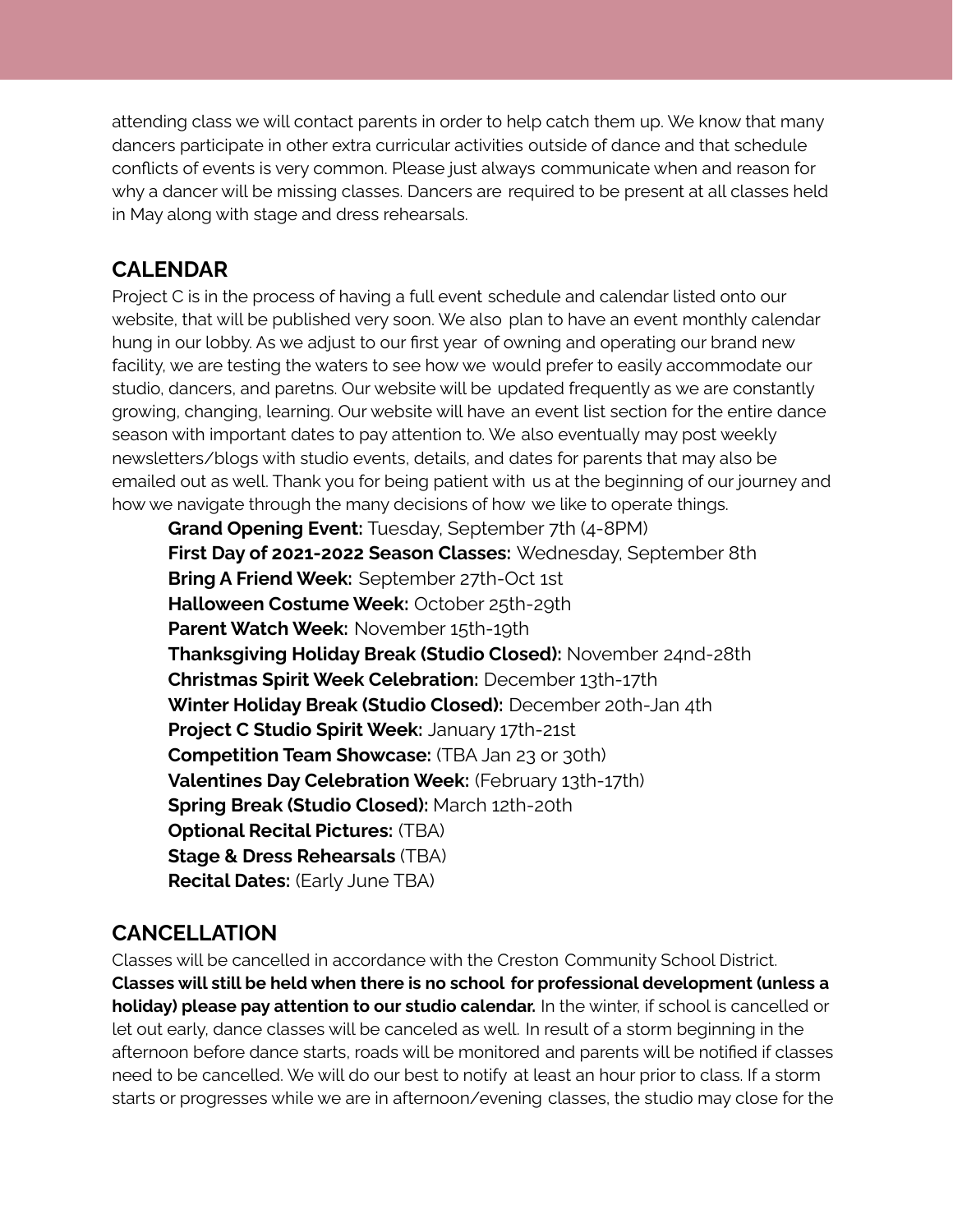attending class we will contact parents in order to help catch them up. We know that many dancers participate in other extra curricular activities outside of dance and that schedule conflicts of events is very common. Please just always communicate when and reason for why a dancer will be missing classes. Dancers are required to be present at all classes held in May along with stage and dress rehearsals.

## CALENDAR

Project C is in the process of having a full event schedule and calendar listed onto our website, that will be published very soon. We also plan to have an event monthly calendar hung in our lobby. As we adjust to our first year of owning and operating our brand new facility, we are testing the waters to see how we would prefer to easily accommodate our studio, dancers, and paretns. Our website will be updated frequently as we are constantly growing, changing, learning. Our website will have an event list section for the entire dance season with important dates to pay attention to. We also eventually may post weekly newsletters/blogs with studio events, details, and dates for parents that may also be emailed out as well. Thank you for being patient with us at the beginning of our journey and how we navigate through the many decisions of how we like to operate things.

**Grand Opening Event:** Tuesday, September 7th (4-8PM)
**First Day of 2021-2022 Season Classes:** Wednesday, September 8th
**Bring A Friend Week:** September 27th-Oct 1st
**Halloween Costume Week:** October 25th-29th
**Parent Watch Week:** November 15th-19th
**Thanksgiving Holiday Break (Studio Closed):** November 24nd-28th
**Christmas Spirit Week Celebration:** December 13th-17th
**Winter Holiday Break (Studio Closed):** December 20th-Jan 4th
**Project C Studio Spirit Week:** January 17th-21st
**Competition Team Showcase:** (TBA Jan 23 or 30th)
**Valentines Day Celebration Week:** (February 13th-17th)
**Spring Break (Studio Closed):** March 12th-20th
**Optional Recital Pictures:** (TBA)
**Stage & Dress Rehearsals** (TBA)
**Recital Dates:** (Early June TBA)

## CANCELLATION

Classes will be cancelled in accordance with the Creston Community School District. **Classes will still be held when there is no school for professional development (unless a holiday) please pay attention to our studio calendar.** In the winter, if school is cancelled or let out early, dance classes will be canceled as well. In result of a storm beginning in the afternoon before dance starts, roads will be monitored and parents will be notified if classes need to be cancelled. We will do our best to notify at least an hour prior to class. If a storm starts or progresses while we are in afternoon/evening classes, the studio may close for the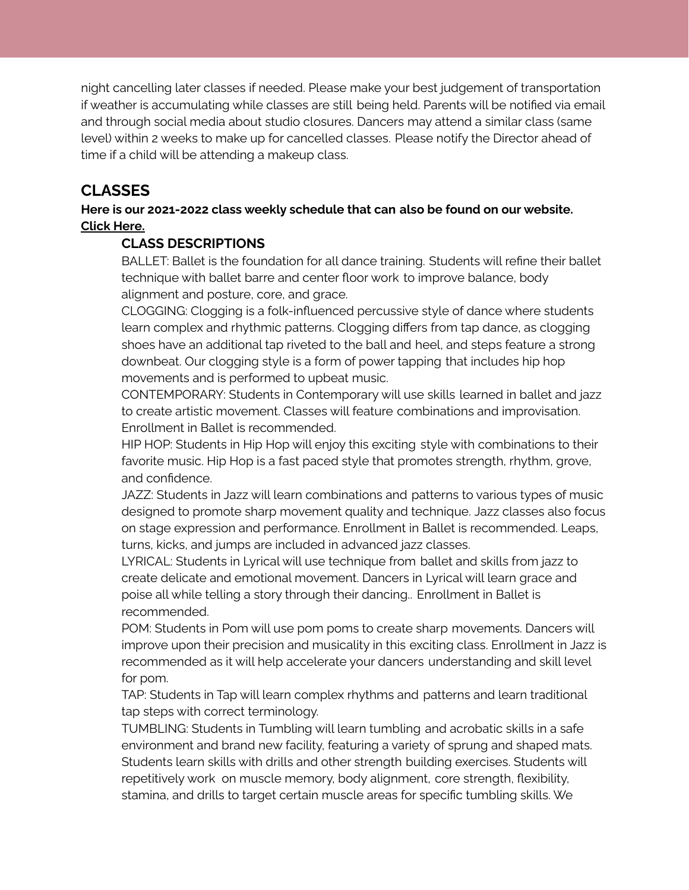night cancelling later classes if needed. Please make your best judgement of transportation if weather is accumulating while classes are still being held. Parents will be notified via email and through social media about studio closures. Dancers may attend a similar class (same level) within 2 weeks to make up for cancelled classes. Please notify the Director ahead of time if a child will be attending a makeup class.

## CLASSES

**Here is our 2021-2022 class weekly schedule that can also be found on our website. Click Here.**

### CLASS DESCRIPTIONS

BALLET: Ballet is the foundation for all dance training. Students will refine their ballet technique with ballet barre and center floor work to improve balance, body alignment and posture, core, and grace.

CLOGGING: Clogging is a folk-influenced percussive style of dance where students learn complex and rhythmic patterns. Clogging differs from tap dance, as clogging shoes have an additional tap riveted to the ball and heel, and steps feature a strong downbeat. Our clogging style is a form of power tapping that includes hip hop movements and is performed to upbeat music.

CONTEMPORARY: Students in Contemporary will use skills learned in ballet and jazz to create artistic movement. Classes will feature combinations and improvisation. Enrollment in Ballet is recommended.

HIP HOP: Students in Hip Hop will enjoy this exciting style with combinations to their favorite music. Hip Hop is a fast paced style that promotes strength, rhythm, grove, and confidence.

JAZZ: Students in Jazz will learn combinations and patterns to various types of music designed to promote sharp movement quality and technique. Jazz classes also focus on stage expression and performance. Enrollment in Ballet is recommended. Leaps, turns, kicks, and jumps are included in advanced jazz classes.

LYRICAL: Students in Lyrical will use technique from ballet and skills from jazz to create delicate and emotional movement. Dancers in Lyrical will learn grace and poise all while telling a story through their dancing.. Enrollment in Ballet is recommended.

POM: Students in Pom will use pom poms to create sharp movements. Dancers will improve upon their precision and musicality in this exciting class. Enrollment in Jazz is recommended as it will help accelerate your dancers understanding and skill level for pom.

TAP: Students in Tap will learn complex rhythms and patterns and learn traditional tap steps with correct terminology.

TUMBLING: Students in Tumbling will learn tumbling and acrobatic skills in a safe environment and brand new facility, featuring a variety of sprung and shaped mats. Students learn skills with drills and other strength building exercises. Students will repetitively work on muscle memory, body alignment, core strength, flexibility, stamina, and drills to target certain muscle areas for specific tumbling skills. We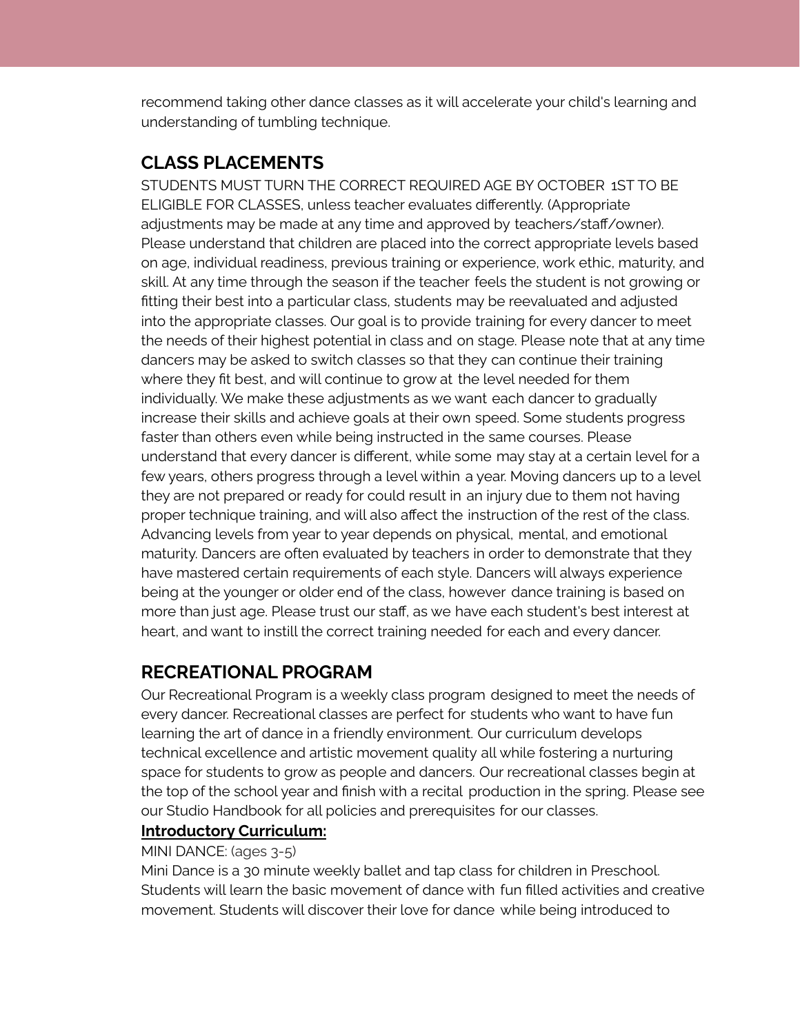recommend taking other dance classes as it will accelerate your child's learning and understanding of tumbling technique.

## CLASS PLACEMENTS

STUDENTS MUST TURN THE CORRECT REQUIRED AGE BY OCTOBER 1ST TO BE ELIGIBLE FOR CLASSES, unless teacher evaluates differently. (Appropriate adjustments may be made at any time and approved by teachers/staff/owner). Please understand that children are placed into the correct appropriate levels based on age, individual readiness, previous training or experience, work ethic, maturity, and skill. At any time through the season if the teacher feels the student is not growing or fitting their best into a particular class, students may be reevaluated and adjusted into the appropriate classes. Our goal is to provide training for every dancer to meet the needs of their highest potential in class and on stage. Please note that at any time dancers may be asked to switch classes so that they can continue their training where they fit best, and will continue to grow at the level needed for them individually. We make these adjustments as we want each dancer to gradually increase their skills and achieve goals at their own speed. Some students progress faster than others even while being instructed in the same courses. Please understand that every dancer is different, while some may stay at a certain level for a few years, others progress through a level within a year. Moving dancers up to a level they are not prepared or ready for could result in an injury due to them not having proper technique training, and will also affect the instruction of the rest of the class. Advancing levels from year to year depends on physical, mental, and emotional maturity. Dancers are often evaluated by teachers in order to demonstrate that they have mastered certain requirements of each style. Dancers will always experience being at the younger or older end of the class, however dance training is based on more than just age. Please trust our staff, as we have each student's best interest at heart, and want to instill the correct training needed for each and every dancer.

## RECREATIONAL PROGRAM

Our Recreational Program is a weekly class program designed to meet the needs of every dancer. Recreational classes are perfect for students who want to have fun learning the art of dance in a friendly environment. Our curriculum develops technical excellence and artistic movement quality all while fostering a nurturing space for students to grow as people and dancers. Our recreational classes begin at the top of the school year and finish with a recital production in the spring. Please see our Studio Handbook for all policies and prerequisites for our classes.

**Introductory Curriculum:**

MINI DANCE: (ages 3-5)

Mini Dance is a 30 minute weekly ballet and tap class for children in Preschool. Students will learn the basic movement of dance with fun filled activities and creative movement. Students will discover their love for dance while being introduced to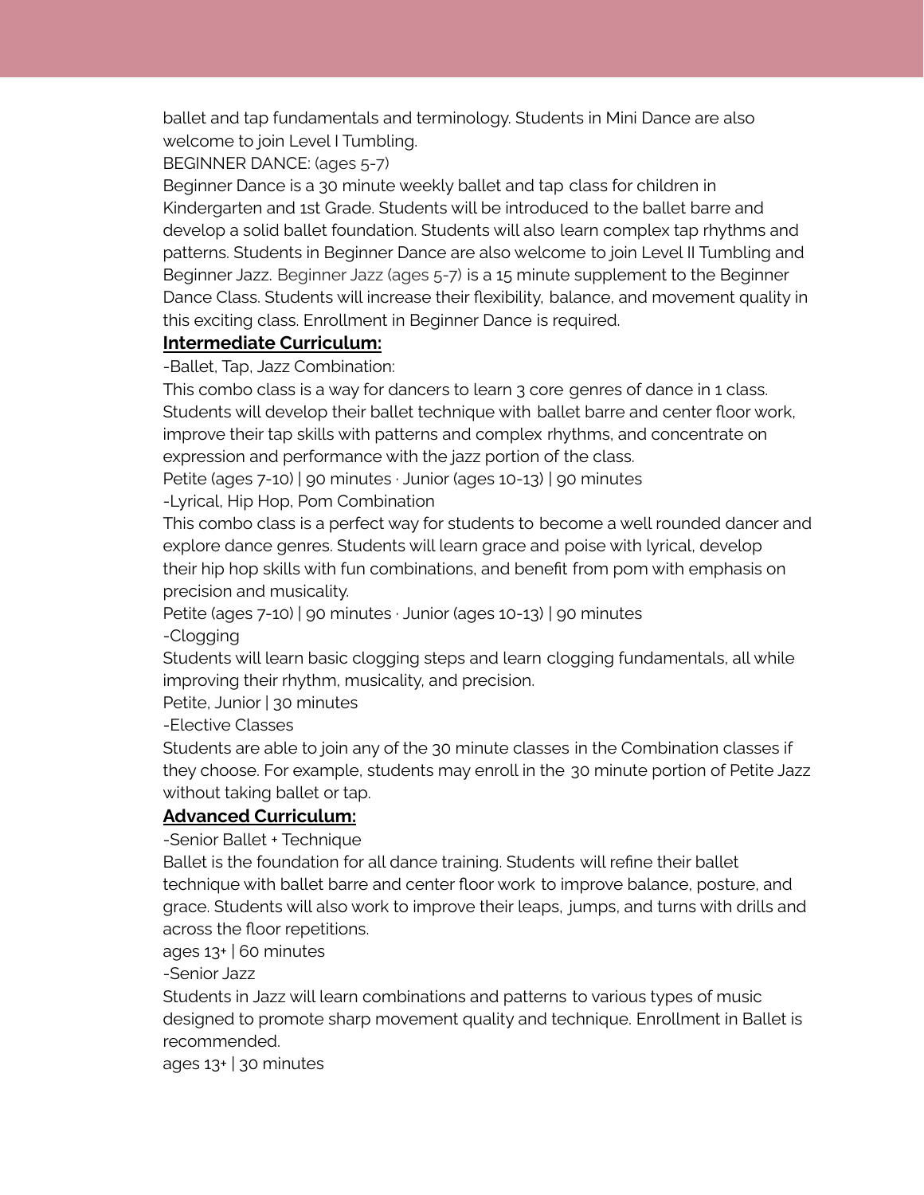ballet and tap fundamentals and terminology. Students in Mini Dance are also welcome to join Level I Tumbling.

BEGINNER DANCE: (ages 5-7)

Beginner Dance is a 30 minute weekly ballet and tap class for children in Kindergarten and 1st Grade. Students will be introduced to the ballet barre and develop a solid ballet foundation. Students will also learn complex tap rhythms and patterns. Students in Beginner Dance are also welcome to join Level II Tumbling and Beginner Jazz. Beginner Jazz (ages 5-7) is a 15 minute supplement to the Beginner Dance Class. Students will increase their flexibility, balance, and movement quality in this exciting class. Enrollment in Beginner Dance is required.

**Intermediate Curriculum:**

-Ballet, Tap, Jazz Combination:

This combo class is a way for dancers to learn 3 core genres of dance in 1 class. Students will develop their ballet technique with ballet barre and center floor work, improve their tap skills with patterns and complex rhythms, and concentrate on expression and performance with the jazz portion of the class.

Petite (ages 7-10) | 90 minutes · Junior (ages 10-13) | 90 minutes

-Lyrical, Hip Hop, Pom Combination

This combo class is a perfect way for students to become a well rounded dancer and explore dance genres. Students will learn grace and poise with lyrical, develop their hip hop skills with fun combinations, and benefit from pom with emphasis on precision and musicality.

Petite (ages 7-10) | 90 minutes · Junior (ages 10-13) | 90 minutes

-Clogging

Students will learn basic clogging steps and learn clogging fundamentals, all while improving their rhythm, musicality, and precision.

Petite, Junior | 30 minutes

-Elective Classes

Students are able to join any of the 30 minute classes in the Combination classes if they choose. For example, students may enroll in the 30 minute portion of Petite Jazz without taking ballet or tap.

**Advanced Curriculum:**

-Senior Ballet + Technique

Ballet is the foundation for all dance training. Students will refine their ballet technique with ballet barre and center floor work to improve balance, posture, and grace. Students will also work to improve their leaps, jumps, and turns with drills and across the floor repetitions.

ages 13+ | 60 minutes

-Senior Jazz

Students in Jazz will learn combinations and patterns to various types of music designed to promote sharp movement quality and technique. Enrollment in Ballet is recommended.

ages 13+ | 30 minutes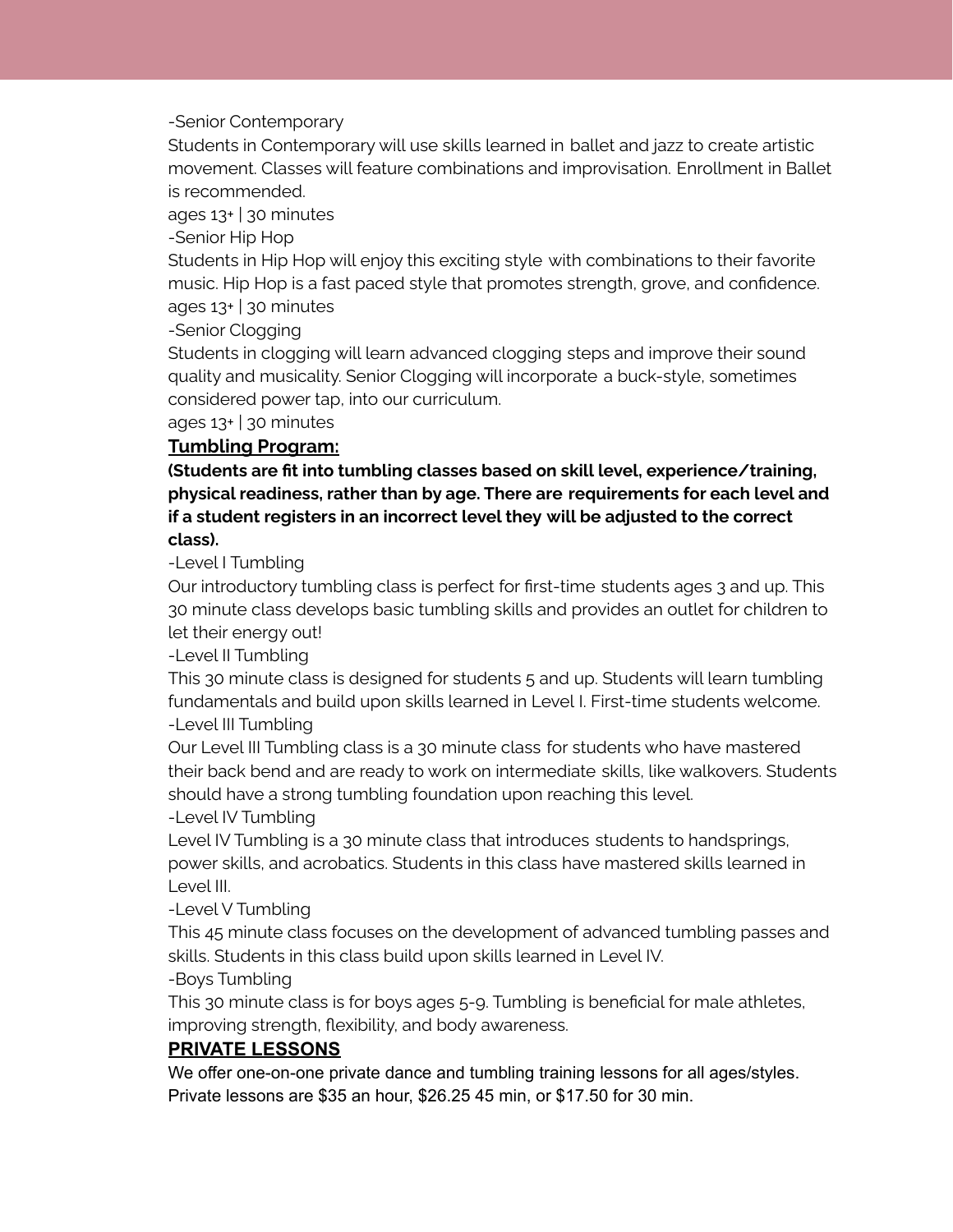-Senior Contemporary

Students in Contemporary will use skills learned in ballet and jazz to create artistic movement. Classes will feature combinations and improvisation. Enrollment in Ballet is recommended.

ages 13+ | 30 minutes

-Senior Hip Hop

Students in Hip Hop will enjoy this exciting style with combinations to their favorite music. Hip Hop is a fast paced style that promotes strength, grove, and confidence.

ages 13+ | 30 minutes

-Senior Clogging

Students in clogging will learn advanced clogging steps and improve their sound quality and musicality. Senior Clogging will incorporate a buck-style, sometimes considered power tap, into our curriculum.

ages 13+ | 30 minutes

## Tumbling Program:

**(Students are fit into tumbling classes based on skill level, experience/training, physical readiness, rather than by age. There are requirements for each level and if a student registers in an incorrect level they will be adjusted to the correct class).**

-Level I Tumbling

Our introductory tumbling class is perfect for first-time students ages 3 and up. This 30 minute class develops basic tumbling skills and provides an outlet for children to let their energy out!

-Level II Tumbling

This 30 minute class is designed for students 5 and up. Students will learn tumbling fundamentals and build upon skills learned in Level I. First-time students welcome.

-Level III Tumbling

Our Level III Tumbling class is a 30 minute class for students who have mastered their back bend and are ready to work on intermediate skills, like walkovers. Students should have a strong tumbling foundation upon reaching this level.

-Level IV Tumbling

Level IV Tumbling is a 30 minute class that introduces students to handsprings, power skills, and acrobatics. Students in this class have mastered skills learned in Level III.

-Level V Tumbling

This 45 minute class focuses on the development of advanced tumbling passes and skills. Students in this class build upon skills learned in Level IV.

-Boys Tumbling

This 30 minute class is for boys ages 5-9. Tumbling is beneficial for male athletes, improving strength, flexibility, and body awareness.

## PRIVATE LESSONS

We offer one-on-one private dance and tumbling training lessons for all ages/styles. Private lessons are $35 an hour, $26.25 45 min, or $17.50 for 30 min.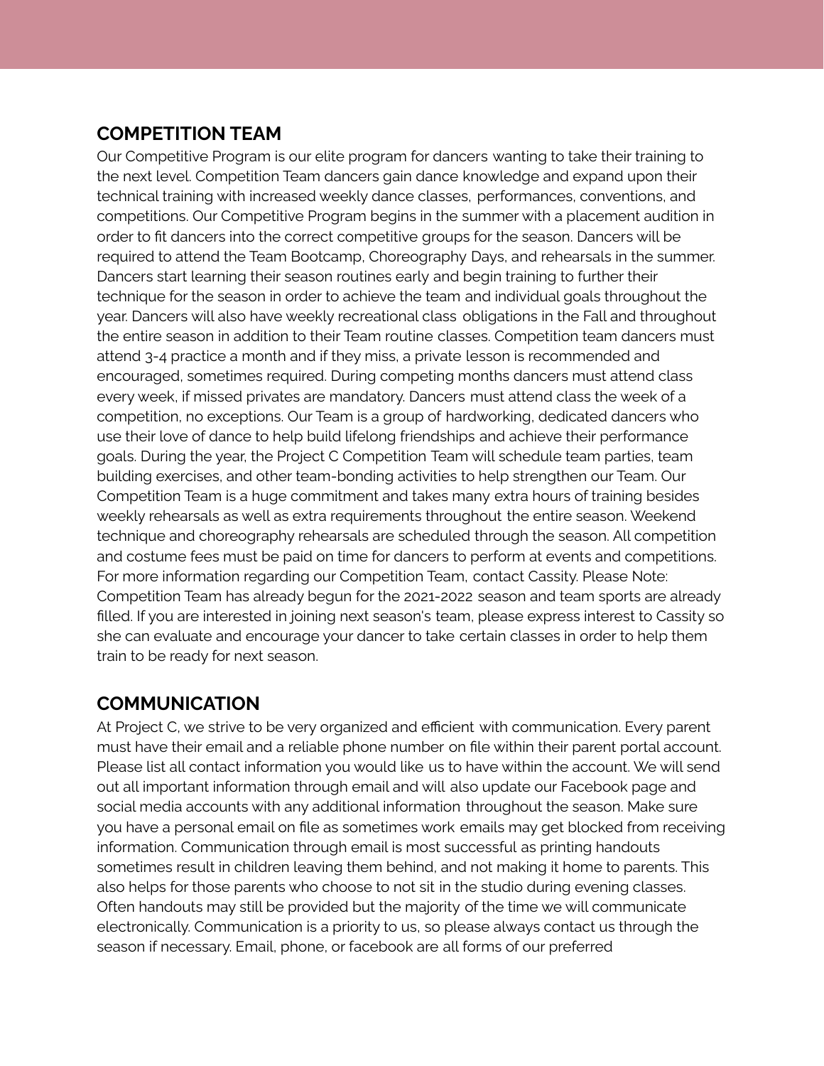## COMPETITION TEAM

Our Competitive Program is our elite program for dancers wanting to take their training to the next level. Competition Team dancers gain dance knowledge and expand upon their technical training with increased weekly dance classes, performances, conventions, and competitions. Our Competitive Program begins in the summer with a placement audition in order to fit dancers into the correct competitive groups for the season. Dancers will be required to attend the Team Bootcamp, Choreography Days, and rehearsals in the summer. Dancers start learning their season routines early and begin training to further their technique for the season in order to achieve the team and individual goals throughout the year. Dancers will also have weekly recreational class obligations in the Fall and throughout the entire season in addition to their Team routine classes. Competition team dancers must attend 3-4 practice a month and if they miss, a private lesson is recommended and encouraged, sometimes required. During competing months dancers must attend class every week, if missed privates are mandatory. Dancers must attend class the week of a competition, no exceptions. Our Team is a group of hardworking, dedicated dancers who use their love of dance to help build lifelong friendships and achieve their performance goals. During the year, the Project C Competition Team will schedule team parties, team building exercises, and other team-bonding activities to help strengthen our Team. Our Competition Team is a huge commitment and takes many extra hours of training besides weekly rehearsals as well as extra requirements throughout the entire season. Weekend technique and choreography rehearsals are scheduled through the season. All competition and costume fees must be paid on time for dancers to perform at events and competitions. For more information regarding our Competition Team, contact Cassity. Please Note: Competition Team has already begun for the 2021-2022 season and team sports are already filled. If you are interested in joining next season's team, please express interest to Cassity so she can evaluate and encourage your dancer to take certain classes in order to help them train to be ready for next season.

## COMMUNICATION

At Project C, we strive to be very organized and efficient with communication. Every parent must have their email and a reliable phone number on file within their parent portal account. Please list all contact information you would like us to have within the account. We will send out all important information through email and will also update our Facebook page and social media accounts with any additional information throughout the season. Make sure you have a personal email on file as sometimes work emails may get blocked from receiving information. Communication through email is most successful as printing handouts sometimes result in children leaving them behind, and not making it home to parents. This also helps for those parents who choose to not sit in the studio during evening classes. Often handouts may still be provided but the majority of the time we will communicate electronically. Communication is a priority to us, so please always contact us through the season if necessary. Email, phone, or facebook are all forms of our preferred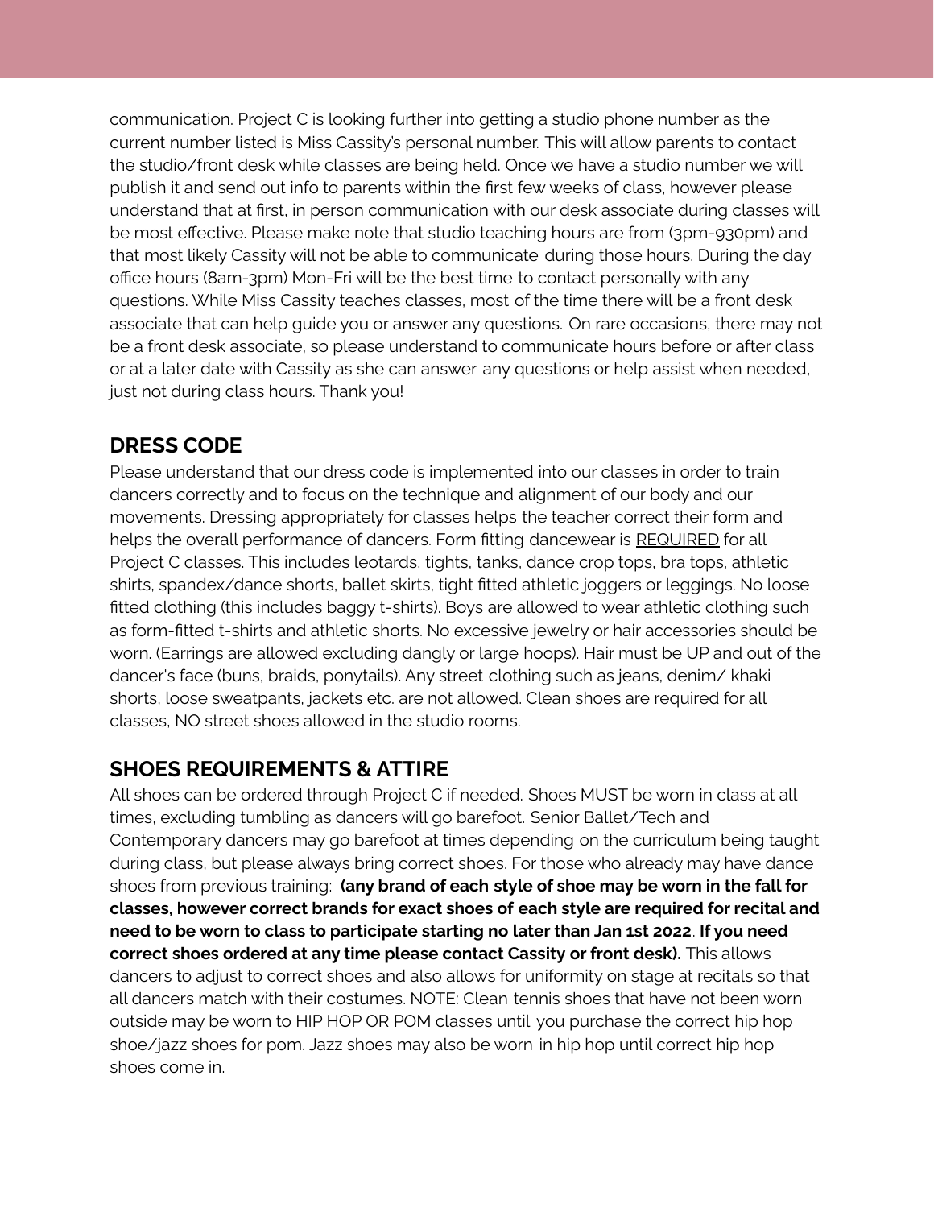communication. Project C is looking further into getting a studio phone number as the current number listed is Miss Cassity's personal number. This will allow parents to contact the studio/front desk while classes are being held. Once we have a studio number we will publish it and send out info to parents within the first few weeks of class, however please understand that at first, in person communication with our desk associate during classes will be most effective. Please make note that studio teaching hours are from (3pm-930pm) and that most likely Cassity will not be able to communicate during those hours. During the day office hours (8am-3pm) Mon-Fri will be the best time to contact personally with any questions. While Miss Cassity teaches classes, most of the time there will be a front desk associate that can help guide you or answer any questions. On rare occasions, there may not be a front desk associate, so please understand to communicate hours before or after class or at a later date with Cassity as she can answer any questions or help assist when needed, just not during class hours. Thank you!

## DRESS CODE

Please understand that our dress code is implemented into our classes in order to train dancers correctly and to focus on the technique and alignment of our body and our movements. Dressing appropriately for classes helps the teacher correct their form and helps the overall performance of dancers. Form fitting dancewear is <u>REQUIRED</u> for all Project C classes. This includes leotards, tights, tanks, dance crop tops, bra tops, athletic shirts, spandex/dance shorts, ballet skirts, tight fitted athletic joggers or leggings. No loose fitted clothing (this includes baggy t-shirts). Boys are allowed to wear athletic clothing such as form-fitted t-shirts and athletic shorts. No excessive jewelry or hair accessories should be worn. (Earrings are allowed excluding dangly or large hoops). Hair must be UP and out of the dancer's face (buns, braids, ponytails). Any street clothing such as jeans, denim/ khaki shorts, loose sweatpants, jackets etc. are not allowed. Clean shoes are required for all classes, NO street shoes allowed in the studio rooms.

## SHOES REQUIREMENTS & ATTIRE

All shoes can be ordered through Project C if needed. Shoes MUST be worn in class at all times, excluding tumbling as dancers will go barefoot. Senior Ballet/Tech and Contemporary dancers may go barefoot at times depending on the curriculum being taught during class, but please always bring correct shoes. For those who already may have dance shoes from previous training: **(any brand of each style of shoe may be worn in the fall for classes, however correct brands for exact shoes of each style are required for recital and need to be worn to class to participate starting no later than Jan 1st 2022**. **If you need correct shoes ordered at any time please contact Cassity or front desk).** This allows dancers to adjust to correct shoes and also allows for uniformity on stage at recitals so that all dancers match with their costumes. NOTE: Clean tennis shoes that have not been worn outside may be worn to HIP HOP OR POM classes until you purchase the correct hip hop shoe/jazz shoes for pom. Jazz shoes may also be worn in hip hop until correct hip hop shoes come in.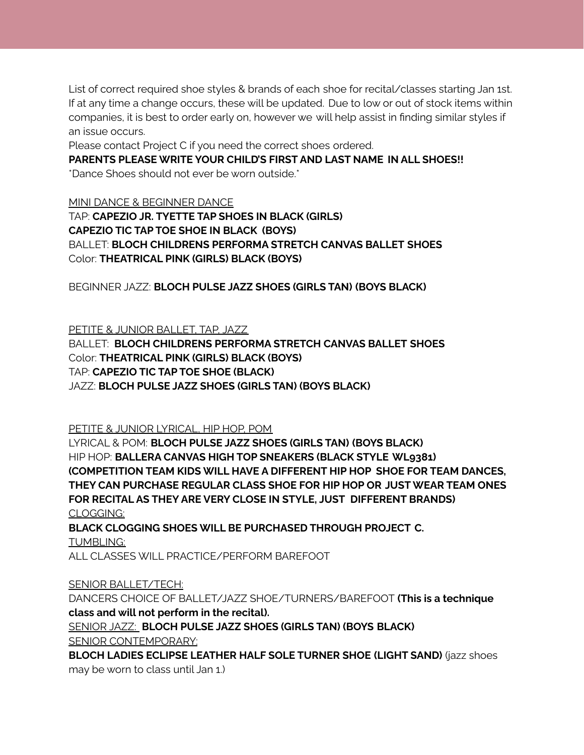List of correct required shoe styles & brands of each shoe for recital/classes starting Jan 1st. If at any time a change occurs, these will be updated. Due to low or out of stock items within companies, it is best to order early on, however we will help assist in finding similar styles if an issue occurs.

Please contact Project C if you need the correct shoes ordered.

**PARENTS PLEASE WRITE YOUR CHILD'S FIRST AND LAST NAME IN ALL SHOES!!**

*Dance Shoes should not ever be worn outside.*

<u>MINI DANCE & BEGINNER DANCE</u>

TAP: **CAPEZIO JR. TYETTE TAP SHOES IN BLACK (GIRLS)**
**CAPEZIO TIC TAP TOE SHOE IN BLACK (BOYS)**
BALLET: **BLOCH CHILDRENS PERFORMA STRETCH CANVAS BALLET SHOES**
Color: **THEATRICAL PINK (GIRLS) BLACK (BOYS)**

BEGINNER JAZZ: **BLOCH PULSE JAZZ SHOES (GIRLS TAN) (BOYS BLACK)**

<u>PETITE & JUNIOR BALLET, TAP, JAZZ</u>

BALLET: **BLOCH CHILDRENS PERFORMA STRETCH CANVAS BALLET SHOES**
Color: **THEATRICAL PINK (GIRLS) BLACK (BOYS)**
TAP: **CAPEZIO TIC TAP TOE SHOE (BLACK)**
JAZZ: **BLOCH PULSE JAZZ SHOES (GIRLS TAN) (BOYS BLACK)**

<u>PETITE & JUNIOR LYRICAL, HIP HOP, POM</u>

LYRICAL & POM: **BLOCH PULSE JAZZ SHOES (GIRLS TAN) (BOYS BLACK)**
HIP HOP: **BALLERA CANVAS HIGH TOP SNEAKERS (BLACK STYLE WL9381)**
**(COMPETITION TEAM KIDS WILL HAVE A DIFFERENT HIP HOP SHOE FOR TEAM DANCES, THEY CAN PURCHASE REGULAR CLASS SHOE FOR HIP HOP OR JUST WEAR TEAM ONES FOR RECITAL AS THEY ARE VERY CLOSE IN STYLE, JUST DIFFERENT BRANDS)**
<u>CLOGGING:</u>
**BLACK CLOGGING SHOES WILL BE PURCHASED THROUGH PROJECT C.**
<u>TUMBLING:</u>
ALL CLASSES WILL PRACTICE/PERFORM BAREFOOT

<u>SENIOR BALLET/TECH:</u>
DANCERS CHOICE OF BALLET/JAZZ SHOE/TURNERS/BAREFOOT **(This is a technique class and will not perform in the recital).**
<u>SENIOR JAZZ:</u> **BLOCH PULSE JAZZ SHOES (GIRLS TAN) (BOYS BLACK)**
<u>SENIOR CONTEMPORARY:</u>
**BLOCH LADIES ECLIPSE LEATHER HALF SOLE TURNER SHOE (LIGHT SAND)** (jazz shoes may be worn to class until Jan 1.)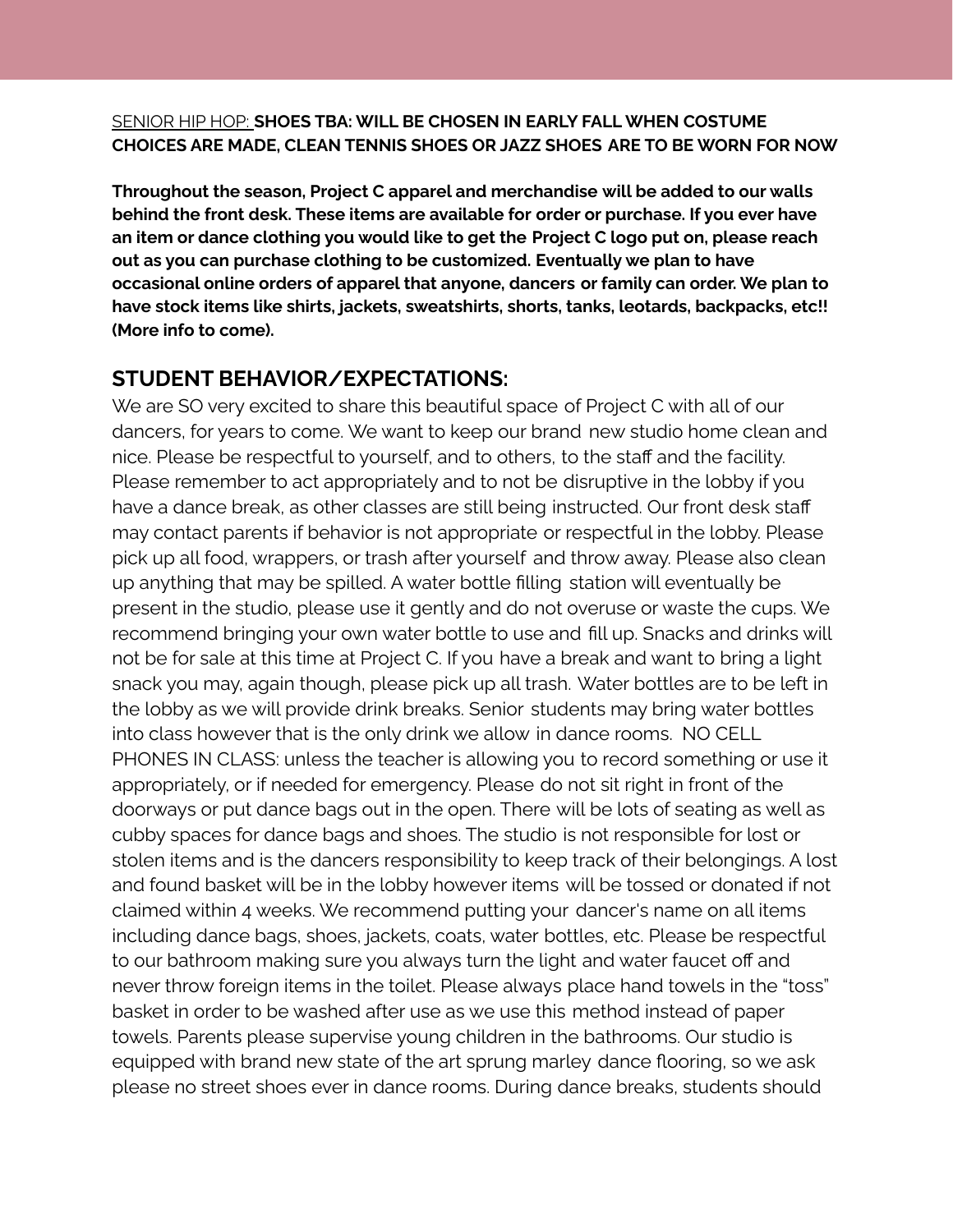<u>SENIOR HIP HOP:</u> **SHOES TBA: WILL BE CHOSEN IN EARLY FALL WHEN COSTUME CHOICES ARE MADE, CLEAN TENNIS SHOES OR JAZZ SHOES ARE TO BE WORN FOR NOW**

**Throughout the season, Project C apparel and merchandise will be added to our walls behind the front desk. These items are available for order or purchase. If you ever have an item or dance clothing you would like to get the Project C logo put on, please reach out as you can purchase clothing to be customized. Eventually we plan to have occasional online orders of apparel that anyone, dancers or family can order. We plan to have stock items like shirts, jackets, sweatshirts, shorts, tanks, leotards, backpacks, etc!! (More info to come).**

## STUDENT BEHAVIOR/EXPECTATIONS:

We are SO very excited to share this beautiful space of Project C with all of our dancers, for years to come. We want to keep our brand new studio home clean and nice. Please be respectful to yourself, and to others, to the staff and the facility. Please remember to act appropriately and to not be disruptive in the lobby if you have a dance break, as other classes are still being instructed. Our front desk staff may contact parents if behavior is not appropriate or respectful in the lobby. Please pick up all food, wrappers, or trash after yourself and throw away. Please also clean up anything that may be spilled. A water bottle filling station will eventually be present in the studio, please use it gently and do not overuse or waste the cups. We recommend bringing your own water bottle to use and fill up. Snacks and drinks will not be for sale at this time at Project C. If you have a break and want to bring a light snack you may, again though, please pick up all trash. Water bottles are to be left in the lobby as we will provide drink breaks. Senior students may bring water bottles into class however that is the only drink we allow in dance rooms. NO CELL PHONES IN CLASS: unless the teacher is allowing you to record something or use it appropriately, or if needed for emergency. Please do not sit right in front of the doorways or put dance bags out in the open. There will be lots of seating as well as cubby spaces for dance bags and shoes. The studio is not responsible for lost or stolen items and is the dancers responsibility to keep track of their belongings. A lost and found basket will be in the lobby however items will be tossed or donated if not claimed within 4 weeks. We recommend putting your dancer's name on all items including dance bags, shoes, jackets, coats, water bottles, etc. Please be respectful to our bathroom making sure you always turn the light and water faucet off and never throw foreign items in the toilet. Please always place hand towels in the "toss" basket in order to be washed after use as we use this method instead of paper towels. Parents please supervise young children in the bathrooms. Our studio is equipped with brand new state of the art sprung marley dance flooring, so we ask please no street shoes ever in dance rooms. During dance breaks, students should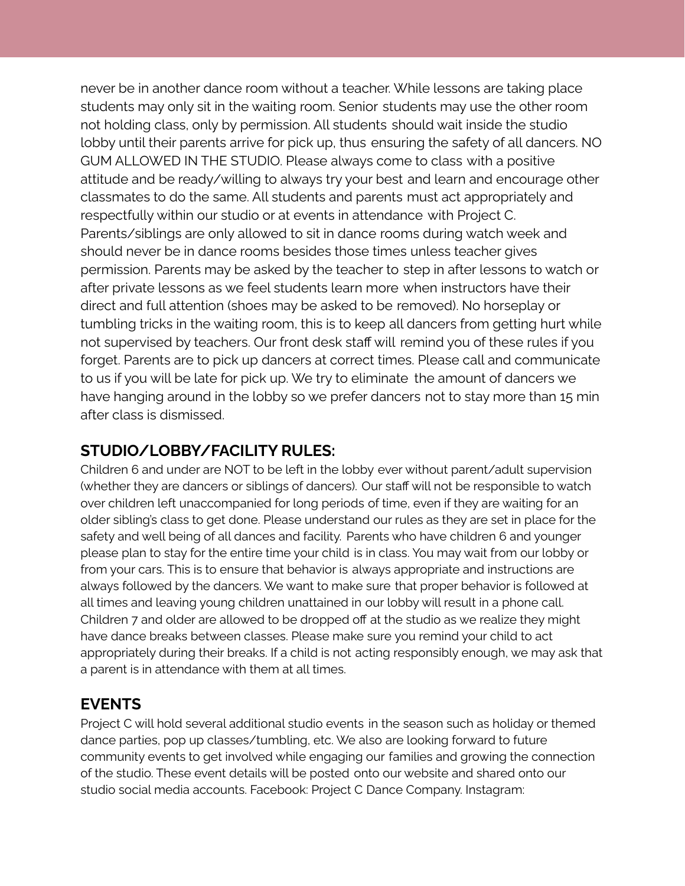never be in another dance room without a teacher. While lessons are taking place students may only sit in the waiting room. Senior students may use the other room not holding class, only by permission. All students should wait inside the studio lobby until their parents arrive for pick up, thus ensuring the safety of all dancers. NO GUM ALLOWED IN THE STUDIO. Please always come to class with a positive attitude and be ready/willing to always try your best and learn and encourage other classmates to do the same. All students and parents must act appropriately and respectfully within our studio or at events in attendance with Project C. Parents/siblings are only allowed to sit in dance rooms during watch week and should never be in dance rooms besides those times unless teacher gives permission. Parents may be asked by the teacher to step in after lessons to watch or after private lessons as we feel students learn more when instructors have their direct and full attention (shoes may be asked to be removed). No horseplay or tumbling tricks in the waiting room, this is to keep all dancers from getting hurt while not supervised by teachers. Our front desk staff will remind you of these rules if you forget. Parents are to pick up dancers at correct times. Please call and communicate to us if you will be late for pick up. We try to eliminate the amount of dancers we have hanging around in the lobby so we prefer dancers not to stay more than 15 min after class is dismissed.

## STUDIO/LOBBY/FACILITY RULES:

Children 6 and under are NOT to be left in the lobby ever without parent/adult supervision (whether they are dancers or siblings of dancers). Our staff will not be responsible to watch over children left unaccompanied for long periods of time, even if they are waiting for an older sibling's class to get done. Please understand our rules as they are set in place for the safety and well being of all dances and facility. Parents who have children 6 and younger please plan to stay for the entire time your child is in class. You may wait from our lobby or from your cars. This is to ensure that behavior is always appropriate and instructions are always followed by the dancers. We want to make sure that proper behavior is followed at all times and leaving young children unattained in our lobby will result in a phone call. Children 7 and older are allowed to be dropped off at the studio as we realize they might have dance breaks between classes. Please make sure you remind your child to act appropriately during their breaks. If a child is not acting responsibly enough, we may ask that a parent is in attendance with them at all times.

## EVENTS

Project C will hold several additional studio events in the season such as holiday or themed dance parties, pop up classes/tumbling, etc. We also are looking forward to future community events to get involved while engaging our families and growing the connection of the studio. These event details will be posted onto our website and shared onto our studio social media accounts. Facebook: Project C Dance Company. Instagram: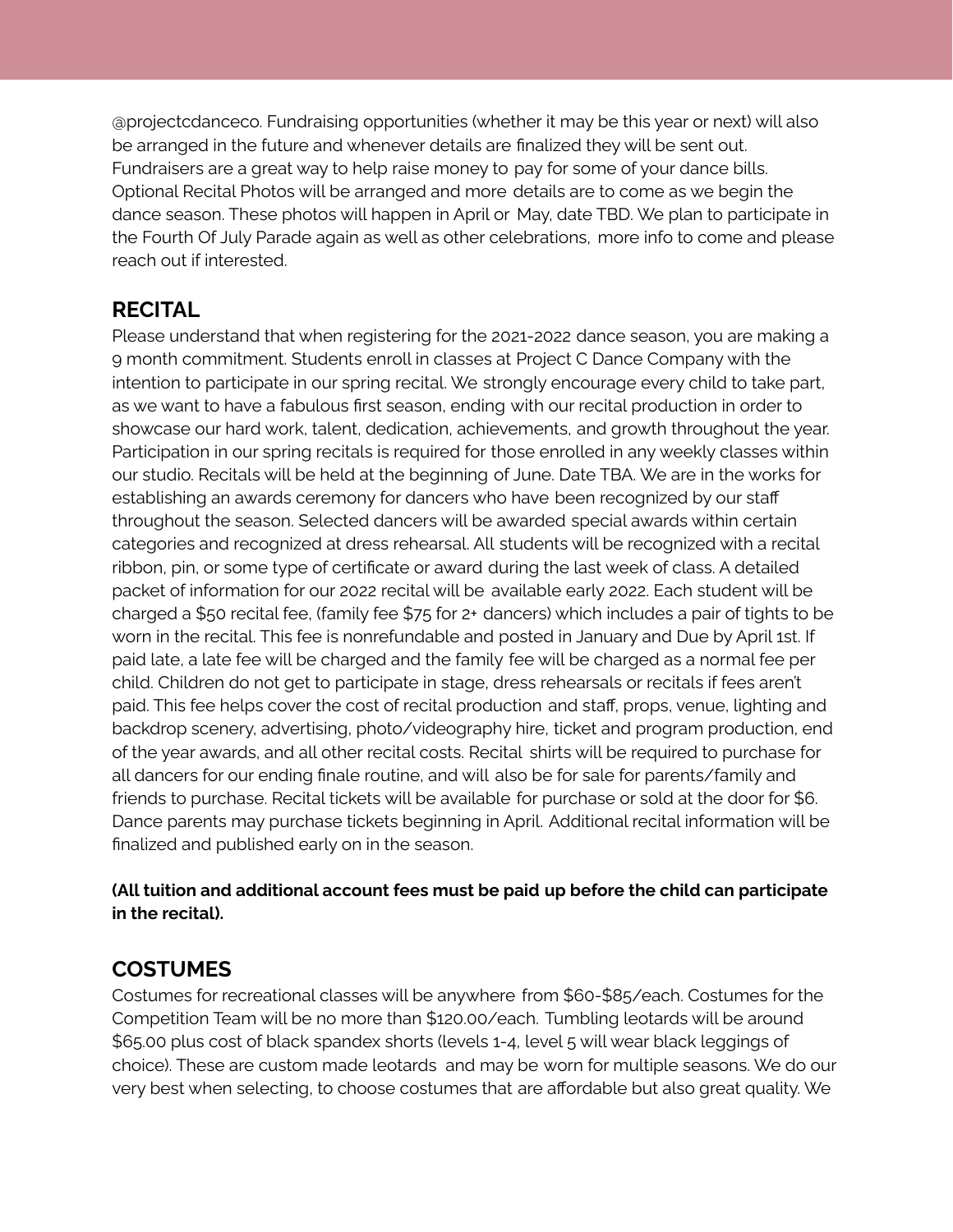@projectcdanceco. Fundraising opportunities (whether it may be this year or next) will also be arranged in the future and whenever details are finalized they will be sent out. Fundraisers are a great way to help raise money to pay for some of your dance bills. Optional Recital Photos will be arranged and more details are to come as we begin the dance season. These photos will happen in April or May, date TBD. We plan to participate in the Fourth Of July Parade again as well as other celebrations, more info to come and please reach out if interested.

## RECITAL

Please understand that when registering for the 2021-2022 dance season, you are making a 9 month commitment. Students enroll in classes at Project C Dance Company with the intention to participate in our spring recital. We strongly encourage every child to take part, as we want to have a fabulous first season, ending with our recital production in order to showcase our hard work, talent, dedication, achievements, and growth throughout the year. Participation in our spring recitals is required for those enrolled in any weekly classes within our studio. Recitals will be held at the beginning of June. Date TBA. We are in the works for establishing an awards ceremony for dancers who have been recognized by our staff throughout the season. Selected dancers will be awarded special awards within certain categories and recognized at dress rehearsal. All students will be recognized with a recital ribbon, pin, or some type of certificate or award during the last week of class. A detailed packet of information for our 2022 recital will be available early 2022. Each student will be charged a $50 recital fee, (family fee $75 for 2+ dancers) which includes a pair of tights to be worn in the recital. This fee is nonrefundable and posted in January and Due by April 1st. If paid late, a late fee will be charged and the family fee will be charged as a normal fee per child. Children do not get to participate in stage, dress rehearsals or recitals if fees aren't paid. This fee helps cover the cost of recital production and staff, props, venue, lighting and backdrop scenery, advertising, photo/videography hire, ticket and program production, end of the year awards, and all other recital costs. Recital shirts will be required to purchase for all dancers for our ending finale routine, and will also be for sale for parents/family and friends to purchase. Recital tickets will be available for purchase or sold at the door for $6. Dance parents may purchase tickets beginning in April. Additional recital information will be finalized and published early on in the season.

**(All tuition and additional account fees must be paid up before the child can participate in the recital).**

## COSTUMES

Costumes for recreational classes will be anywhere from $60-$85/each. Costumes for the Competition Team will be no more than $120.00/each. Tumbling leotards will be around $65.00 plus cost of black spandex shorts (levels 1-4, level 5 will wear black leggings of choice). These are custom made leotards and may be worn for multiple seasons. We do our very best when selecting, to choose costumes that are affordable but also great quality. We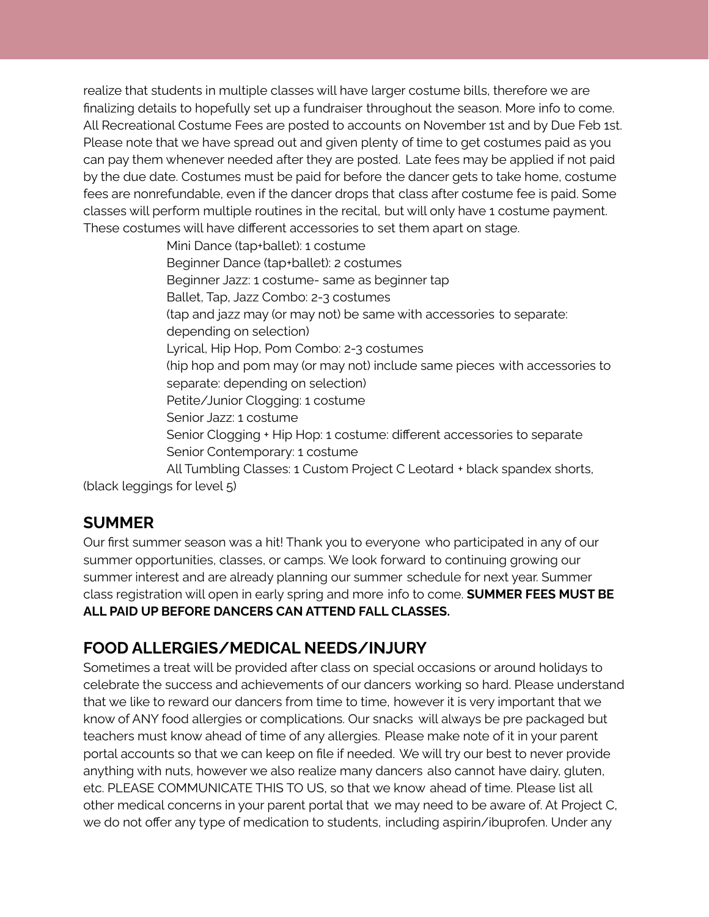realize that students in multiple classes will have larger costume bills, therefore we are finalizing details to hopefully set up a fundraiser throughout the season. More info to come. All Recreational Costume Fees are posted to accounts on November 1st and by Due Feb 1st. Please note that we have spread out and given plenty of time to get costumes paid as you can pay them whenever needed after they are posted. Late fees may be applied if not paid by the due date. Costumes must be paid for before the dancer gets to take home, costume fees are nonrefundable, even if the dancer drops that class after costume fee is paid. Some classes will perform multiple routines in the recital, but will only have 1 costume payment. These costumes will have different accessories to set them apart on stage.

Mini Dance (tap+ballet): 1 costume
Beginner Dance (tap+ballet): 2 costumes
Beginner Jazz: 1 costume- same as beginner tap
Ballet, Tap, Jazz Combo: 2-3 costumes
(tap and jazz may (or may not) be same with accessories to separate: depending on selection)
Lyrical, Hip Hop, Pom Combo: 2-3 costumes
(hip hop and pom may (or may not) include same pieces with accessories to separate: depending on selection)
Petite/Junior Clogging: 1 costume
Senior Jazz: 1 costume
Senior Clogging + Hip Hop: 1 costume: different accessories to separate
Senior Contemporary: 1 costume
All Tumbling Classes: 1 Custom Project C Leotard + black spandex shorts, (black leggings for level 5)

## SUMMER

Our first summer season was a hit! Thank you to everyone who participated in any of our summer opportunities, classes, or camps. We look forward to continuing growing our summer interest and are already planning our summer schedule for next year. Summer class registration will open in early spring and more info to come. **SUMMER FEES MUST BE ALL PAID UP BEFORE DANCERS CAN ATTEND FALL CLASSES.**

## FOOD ALLERGIES/MEDICAL NEEDS/INJURY

Sometimes a treat will be provided after class on special occasions or around holidays to celebrate the success and achievements of our dancers working so hard. Please understand that we like to reward our dancers from time to time, however it is very important that we know of ANY food allergies or complications. Our snacks will always be pre packaged but teachers must know ahead of time of any allergies. Please make note of it in your parent portal accounts so that we can keep on file if needed. We will try our best to never provide anything with nuts, however we also realize many dancers also cannot have dairy, gluten, etc. PLEASE COMMUNICATE THIS TO US, so that we know ahead of time. Please list all other medical concerns in your parent portal that we may need to be aware of. At Project C, we do not offer any type of medication to students, including aspirin/ibuprofen. Under any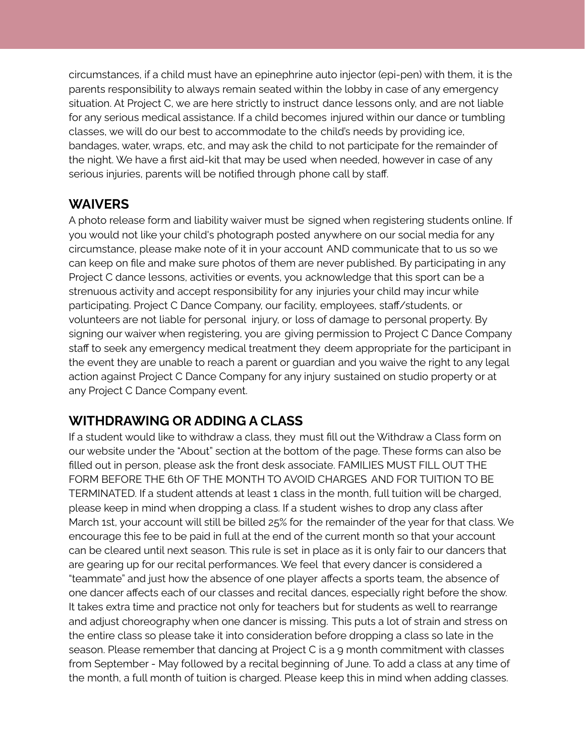circumstances, if a child must have an epinephrine auto injector (epi-pen) with them, it is the parents responsibility to always remain seated within the lobby in case of any emergency situation. At Project C, we are here strictly to instruct dance lessons only, and are not liable for any serious medical assistance. If a child becomes injured within our dance or tumbling classes, we will do our best to accommodate to the child's needs by providing ice, bandages, water, wraps, etc, and may ask the child to not participate for the remainder of the night. We have a first aid-kit that may be used when needed, however in case of any serious injuries, parents will be notified through phone call by staff.

## WAIVERS

A photo release form and liability waiver must be signed when registering students online. If you would not like your child's photograph posted anywhere on our social media for any circumstance, please make note of it in your account AND communicate that to us so we can keep on file and make sure photos of them are never published. By participating in any Project C dance lessons, activities or events, you acknowledge that this sport can be a strenuous activity and accept responsibility for any injuries your child may incur while participating. Project C Dance Company, our facility, employees, staff/students, or volunteers are not liable for personal injury, or loss of damage to personal property. By signing our waiver when registering, you are giving permission to Project C Dance Company staff to seek any emergency medical treatment they deem appropriate for the participant in the event they are unable to reach a parent or guardian and you waive the right to any legal action against Project C Dance Company for any injury sustained on studio property or at any Project C Dance Company event.

## WITHDRAWING OR ADDING A CLASS

If a student would like to withdraw a class, they must fill out the Withdraw a Class form on our website under the "About" section at the bottom of the page. These forms can also be filled out in person, please ask the front desk associate. FAMILIES MUST FILL OUT THE FORM BEFORE THE 6th OF THE MONTH TO AVOID CHARGES AND FOR TUITION TO BE TERMINATED. If a student attends at least 1 class in the month, full tuition will be charged, please keep in mind when dropping a class. If a student wishes to drop any class after March 1st, your account will still be billed 25% for the remainder of the year for that class. We encourage this fee to be paid in full at the end of the current month so that your account can be cleared until next season. This rule is set in place as it is only fair to our dancers that are gearing up for our recital performances. We feel that every dancer is considered a "teammate" and just how the absence of one player affects a sports team, the absence of one dancer affects each of our classes and recital dances, especially right before the show. It takes extra time and practice not only for teachers but for students as well to rearrange and adjust choreography when one dancer is missing. This puts a lot of strain and stress on the entire class so please take it into consideration before dropping a class so late in the season. Please remember that dancing at Project C is a 9 month commitment with classes from September - May followed by a recital beginning of June. To add a class at any time of the month, a full month of tuition is charged. Please keep this in mind when adding classes.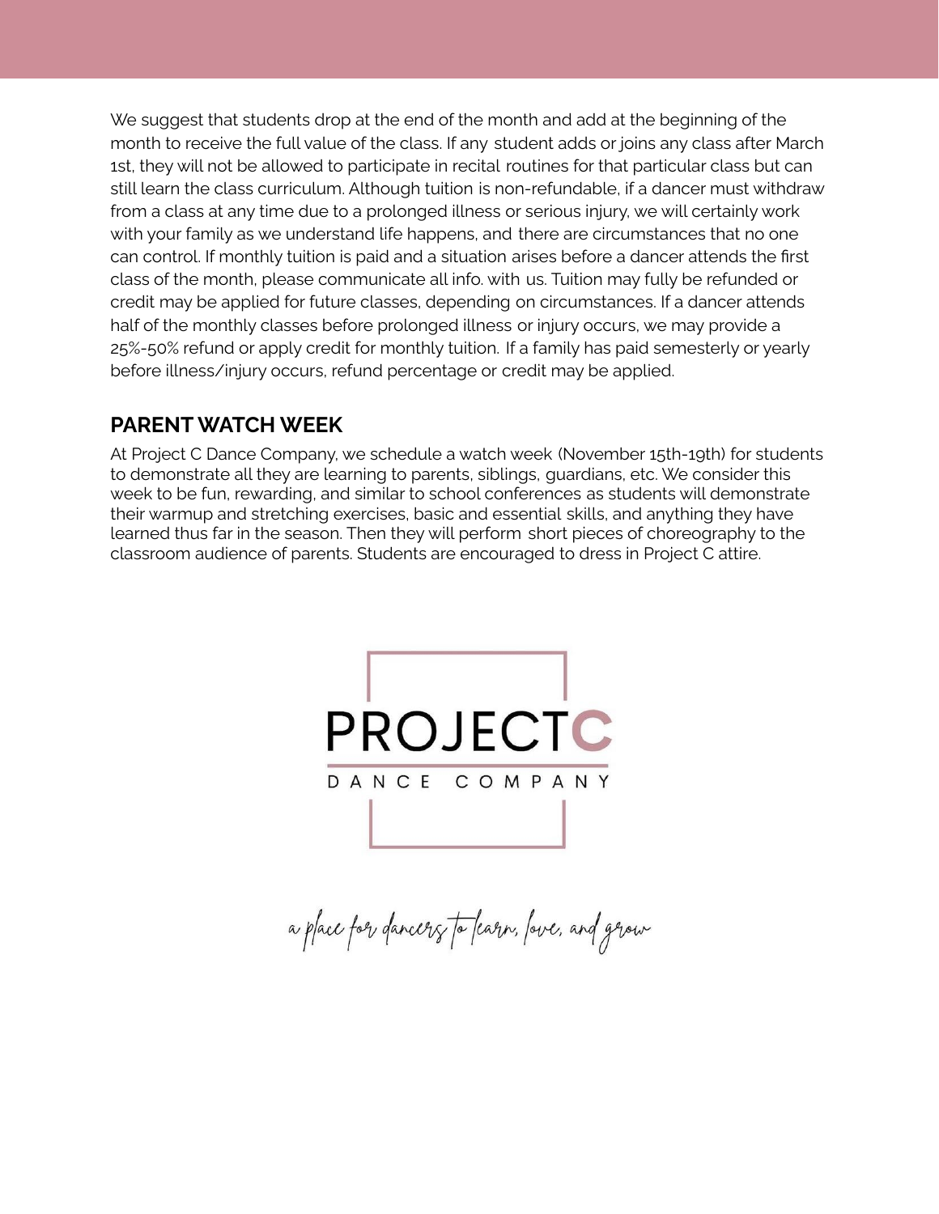We suggest that students drop at the end of the month and add at the beginning of the month to receive the full value of the class. If any student adds or joins any class after March 1st, they will not be allowed to participate in recital routines for that particular class but can still learn the class curriculum. Although tuition is non-refundable, if a dancer must withdraw from a class at any time due to a prolonged illness or serious injury, we will certainly work with your family as we understand life happens, and there are circumstances that no one can control. If monthly tuition is paid and a situation arises before a dancer attends the first class of the month, please communicate all info. with us. Tuition may fully be refunded or credit may be applied for future classes, depending on circumstances. If a dancer attends half of the monthly classes before prolonged illness or injury occurs, we may provide a 25%-50% refund or apply credit for monthly tuition. If a family has paid semesterly or yearly before illness/injury occurs, refund percentage or credit may be applied.

## PARENT WATCH WEEK

At Project C Dance Company, we schedule a watch week (November 15th-19th) for students to demonstrate all they are learning to parents, siblings, guardians, etc. We consider this week to be fun, rewarding, and similar to school conferences as students will demonstrate their warmup and stretching exercises, basic and essential skills, and anything they have learned thus far in the season. Then they will perform short pieces of choreography to the classroom audience of parents. Students are encouraged to dress in Project C attire.

PROJECT C

DANCE COMPANY

*a place for dancers to learn, love, and grow*